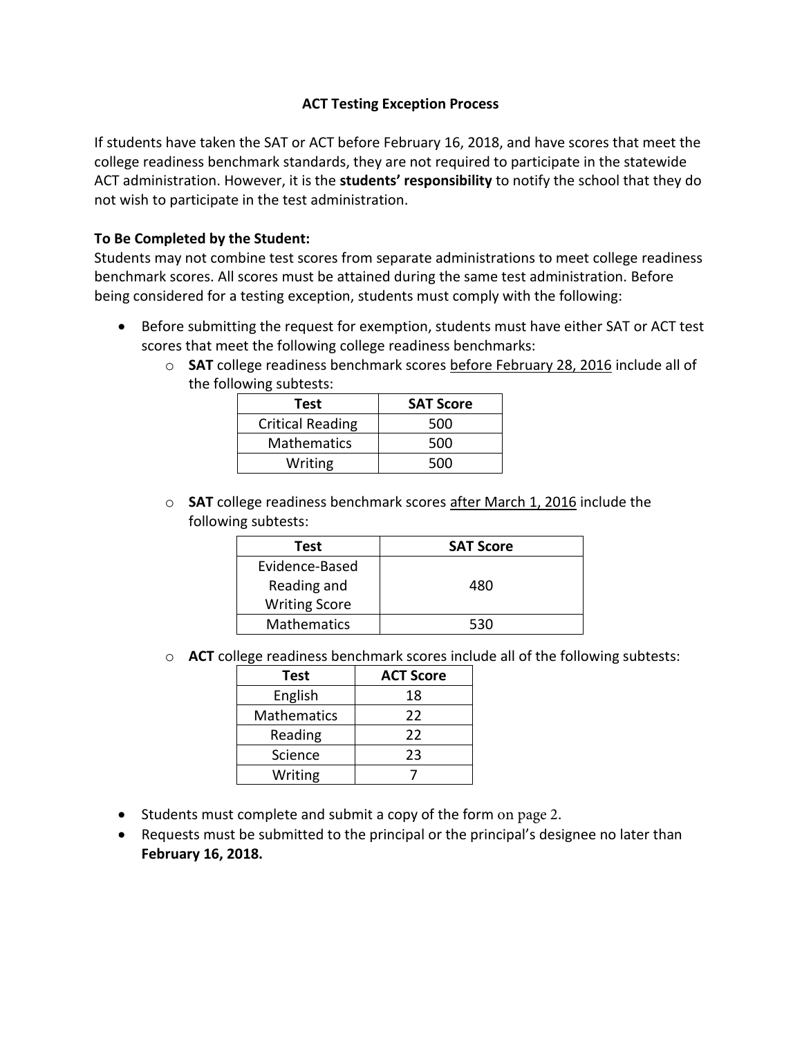# ACT Testing Exception Process

If students have taken the SAT or ACT before February 16, 2018, and have scores that meet the college readiness benchmark standards, they are not required to participate in the statewide ACT administration. However, it is the **students' responsibility** to notify the school that they do not wish to participate in the test administration.

**To Be Completed by the Student:**

Students may not combine test scores from separate administrations to meet college readiness benchmark scores. All scores must be attained during the same test administration. Before being considered for a testing exception, students must comply with the following:

- Before submitting the request for exemption, students must have either SAT or ACT test scores that meet the following college readiness benchmarks:
  - **SAT** college readiness benchmark scores <u>before February 28, 2016</u> include all of the following subtests:

    | Test | SAT Score |
    |---|---|
    | Critical Reading | 500 |
    | Mathematics | 500 |
    | Writing | 500 |

  - **SAT** college readiness benchmark scores <u>after March 1, 2016</u> include the following subtests:

    | Test | SAT Score |
    |---|---|
    | Evidence-Based Reading and Writing Score | 480 |
    | Mathematics | 530 |

  - **ACT** college readiness benchmark scores include all of the following subtests:

    | Test | ACT Score |
    |---|---|
    | English | 18 |
    | Mathematics | 22 |
    | Reading | 22 |
    | Science | 23 |
    | Writing | 7 |

- Students must complete and submit a copy of the form on page 2.
- Requests must be submitted to the principal or the principal's designee no later than **February 16, 2018.**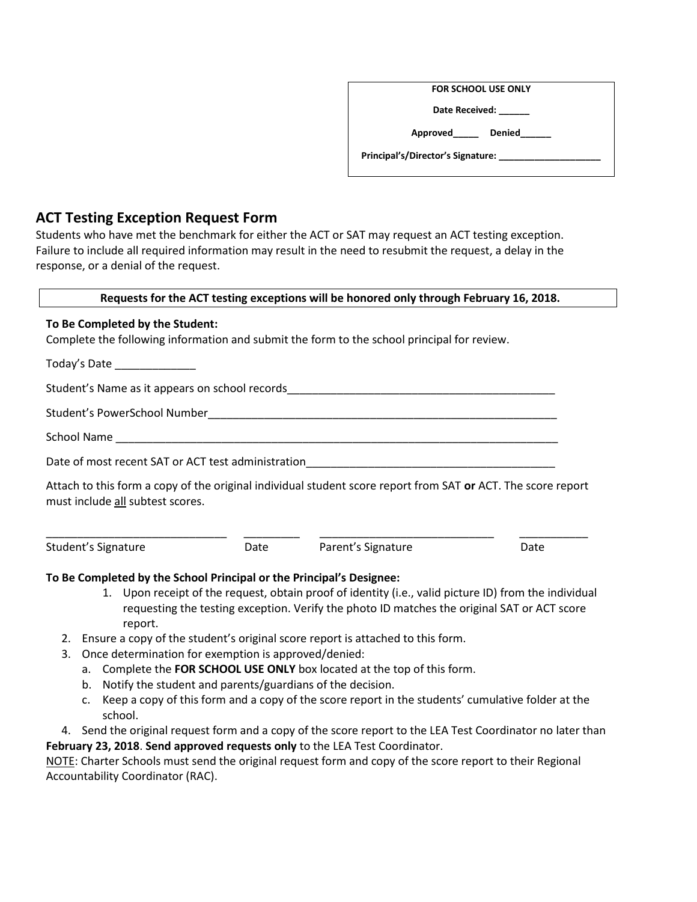**FOR SCHOOL USE ONLY**

**Date Received: ______**

**Approved_____ Denied______**

**Principal's/Director's Signature: ____________________**

## ACT Testing Exception Request Form

Students who have met the benchmark for either the ACT or SAT may request an ACT testing exception. Failure to include all required information may result in the need to resubmit the request, a delay in the response, or a denial of the request.

**Requests for the ACT testing exceptions will be honored only through February 16, 2018.**

**To Be Completed by the Student:**

Complete the following information and submit the form to the school principal for review.

Today's Date _____________

Student's Name as it appears on school records_____________________________________________

Student's PowerSchool Number___________________________________________________________

School Name ___________________________________________________________________________

Date of most recent SAT or ACT test administration_________________________________________

Attach to this form a copy of the original individual student score report from SAT **or** ACT. The score report must include all subtest scores.

______________________________ _________ _____________________________ ___________

Student's Signature Date Parent's Signature Date

**To Be Completed by the School Principal or the Principal's Designee:**

1. Upon receipt of the request, obtain proof of identity (i.e., valid picture ID) from the individual requesting the testing exception. Verify the photo ID matches the original SAT or ACT score report.
2. Ensure a copy of the student's original score report is attached to this form.
3. Once determination for exemption is approved/denied:
   a. Complete the **FOR SCHOOL USE ONLY** box located at the top of this form.
   b. Notify the student and parents/guardians of the decision.
   c. Keep a copy of this form and a copy of the score report in the students' cumulative folder at the school.
4. Send the original request form and a copy of the score report to the LEA Test Coordinator no later than **February 23, 2018**. **Send approved requests only** to the LEA Test Coordinator.

NOTE: Charter Schools must send the original request form and copy of the score report to their Regional Accountability Coordinator (RAC).